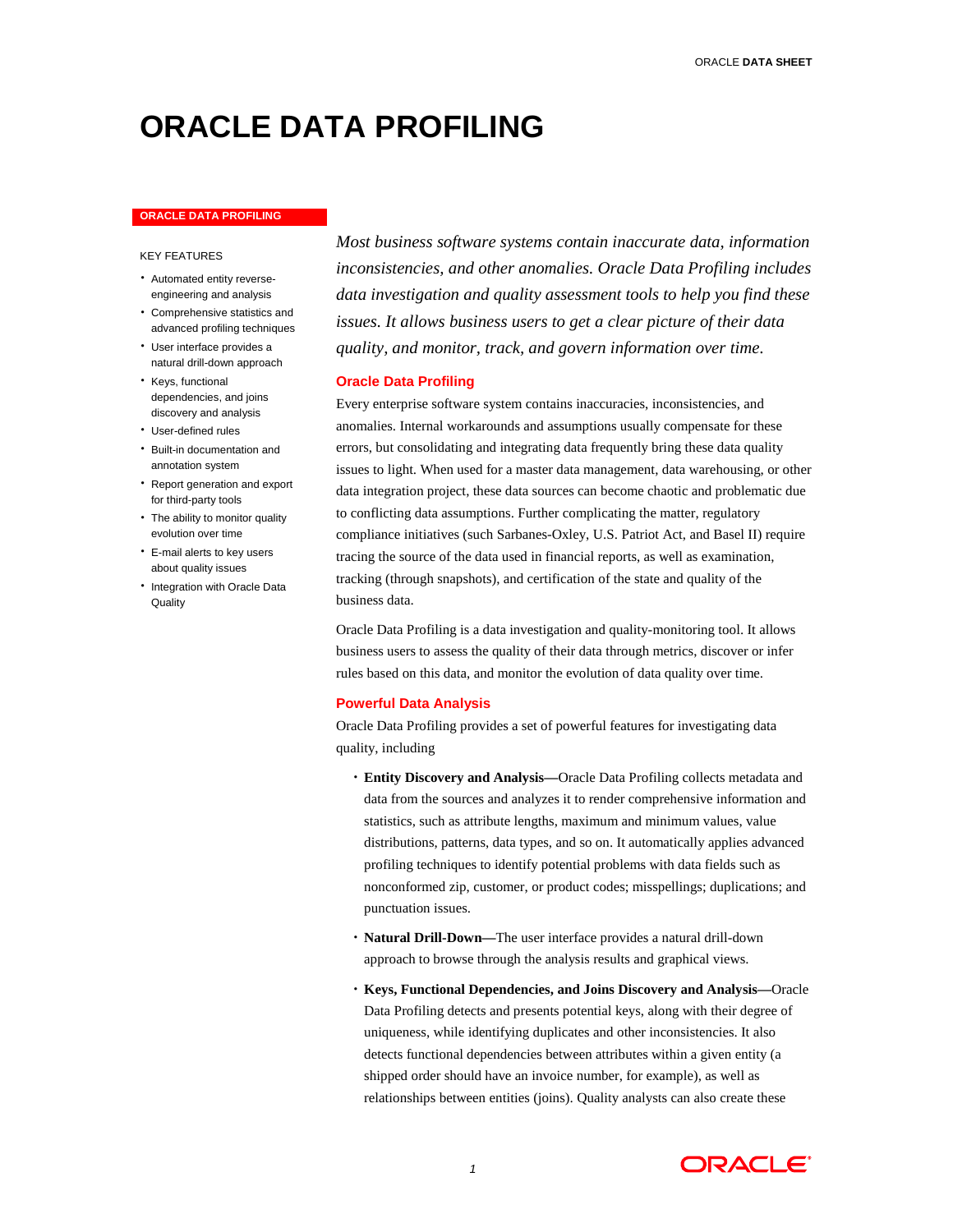# ORACLE DATA PROFILING

**ORACLE DATA PROFILING**

KEY FEATURES

- Automated entity reverse-engineering and analysis
- Comprehensive statistics and advanced profiling techniques
- User interface provides a natural drill-down approach
- Keys, functional dependencies, and joins discovery and analysis
- User-defined rules
- Built-in documentation and annotation system
- Report generation and export for third-party tools
- The ability to monitor quality evolution over time
- E-mail alerts to key users about quality issues
- Integration with Oracle Data Quality

*Most business software systems contain inaccurate data, information inconsistencies, and other anomalies. Oracle Data Profiling includes data investigation and quality assessment tools to help you find these issues. It allows business users to get a clear picture of their data quality, and monitor, track, and govern information over time.*

## Oracle Data Profiling

Every enterprise software system contains inaccuracies, inconsistencies, and anomalies. Internal workarounds and assumptions usually compensate for these errors, but consolidating and integrating data frequently bring these data quality issues to light. When used for a master data management, data warehousing, or other data integration project, these data sources can become chaotic and problematic due to conflicting data assumptions. Further complicating the matter, regulatory compliance initiatives (such Sarbanes-Oxley, U.S. Patriot Act, and Basel II) require tracing the source of the data used in financial reports, as well as examination, tracking (through snapshots), and certification of the state and quality of the business data.

Oracle Data Profiling is a data investigation and quality-monitoring tool. It allows business users to assess the quality of their data through metrics, discover or infer rules based on this data, and monitor the evolution of data quality over time.

## Powerful Data Analysis

Oracle Data Profiling provides a set of powerful features for investigating data quality, including

- **Entity Discovery and Analysis—**Oracle Data Profiling collects metadata and data from the sources and analyzes it to render comprehensive information and statistics, such as attribute lengths, maximum and minimum values, value distributions, patterns, data types, and so on. It automatically applies advanced profiling techniques to identify potential problems with data fields such as nonconformed zip, customer, or product codes; misspellings; duplications; and punctuation issues.
- **Natural Drill-Down—**The user interface provides a natural drill-down approach to browse through the analysis results and graphical views.
- **Keys, Functional Dependencies, and Joins Discovery and Analysis—**Oracle Data Profiling detects and presents potential keys, along with their degree of uniqueness, while identifying duplicates and other inconsistencies. It also detects functional dependencies between attributes within a given entity (a shipped order should have an invoice number, for example), as well as relationships between entities (joins). Quality analysts can also create these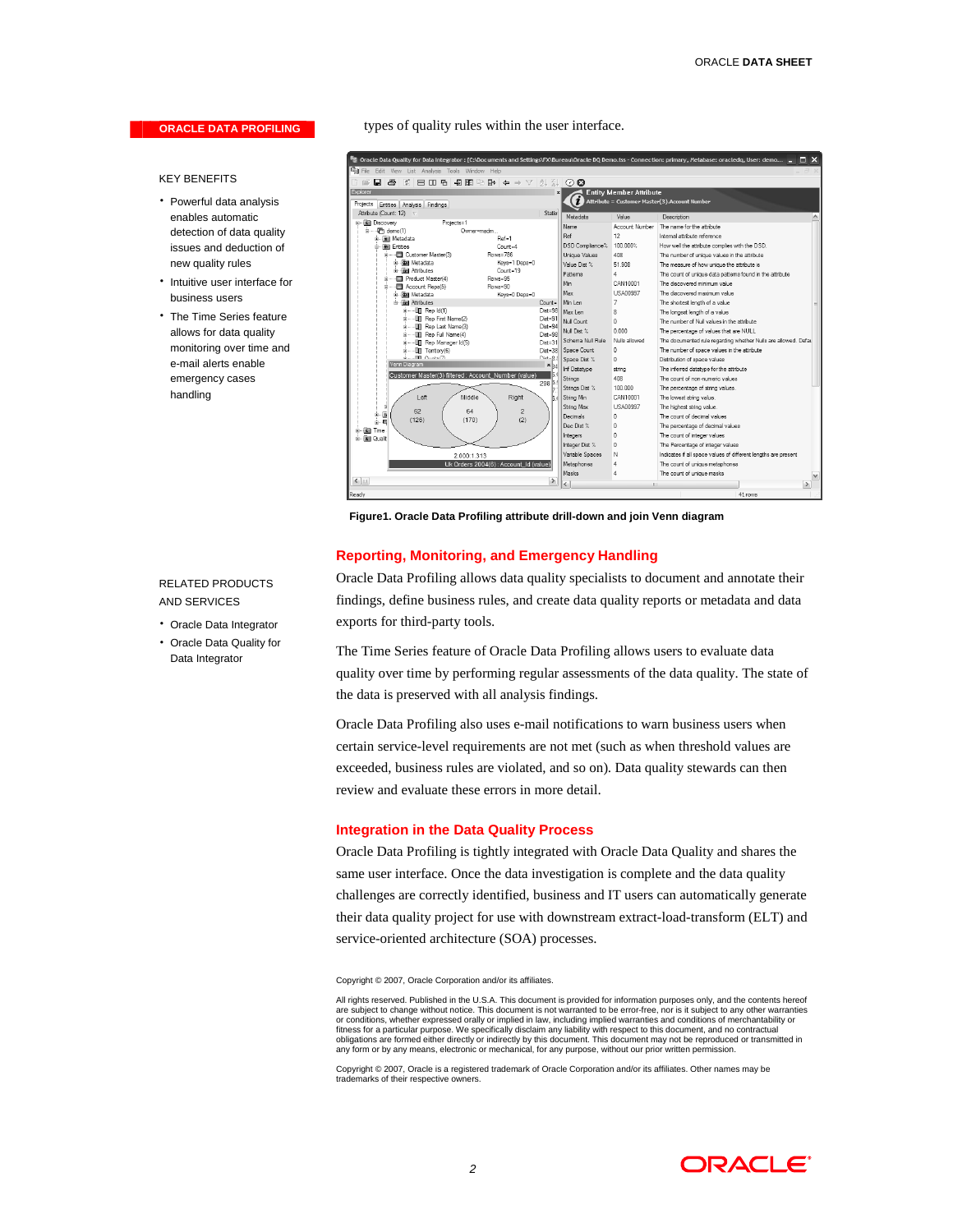**ORACLE DATA PROFILING**

KEY BENEFITS

- Powerful data analysis enables automatic detection of data quality issues and deduction of new quality rules
- Intuitive user interface for business users
- The Time Series feature allows for data quality monitoring over time and e-mail alerts enable emergency cases handling

RELATED PRODUCTS AND SERVICES

- Oracle Data Integrator
- Oracle Data Quality for Data Integrator

types of quality rules within the user interface.

**Figure1. Oracle Data Profiling attribute drill-down and join Venn diagram**

## Reporting, Monitoring, and Emergency Handling

Oracle Data Profiling allows data quality specialists to document and annotate their findings, define business rules, and create data quality reports or metadata and data exports for third-party tools.

The Time Series feature of Oracle Data Profiling allows users to evaluate data quality over time by performing regular assessments of the data quality. The state of the data is preserved with all analysis findings.

Oracle Data Profiling also uses e-mail notifications to warn business users when certain service-level requirements are not met (such as when threshold values are exceeded, business rules are violated, and so on). Data quality stewards can then review and evaluate these errors in more detail.

## Integration in the Data Quality Process

Oracle Data Profiling is tightly integrated with Oracle Data Quality and shares the same user interface. Once the data investigation is complete and the data quality challenges are correctly identified, business and IT users can automatically generate their data quality project for use with downstream extract-load-transform (ELT) and service-oriented architecture (SOA) processes.

Copyright © 2007, Oracle Corporation and/or its affiliates.

All rights reserved. Published in the U.S.A. This document is provided for information purposes only, and the contents hereof are subject to change without notice. This document is not warranted to be error-free, nor is it subject to any other warranties or conditions, whether expressed orally or implied in law, including implied warranties and conditions of merchantability or fitness for a particular purpose. We specifically disclaim any liability with respect to this document, and no contractual obligations are formed either directly or indirectly by this document. This document may not be reproduced or transmitted in any form or by any means, electronic or mechanical, for any purpose, without our prior written permission.

Copyright © 2007, Oracle is a registered trademark of Oracle Corporation and/or its affiliates. Other names may be trademarks of their respective owners.